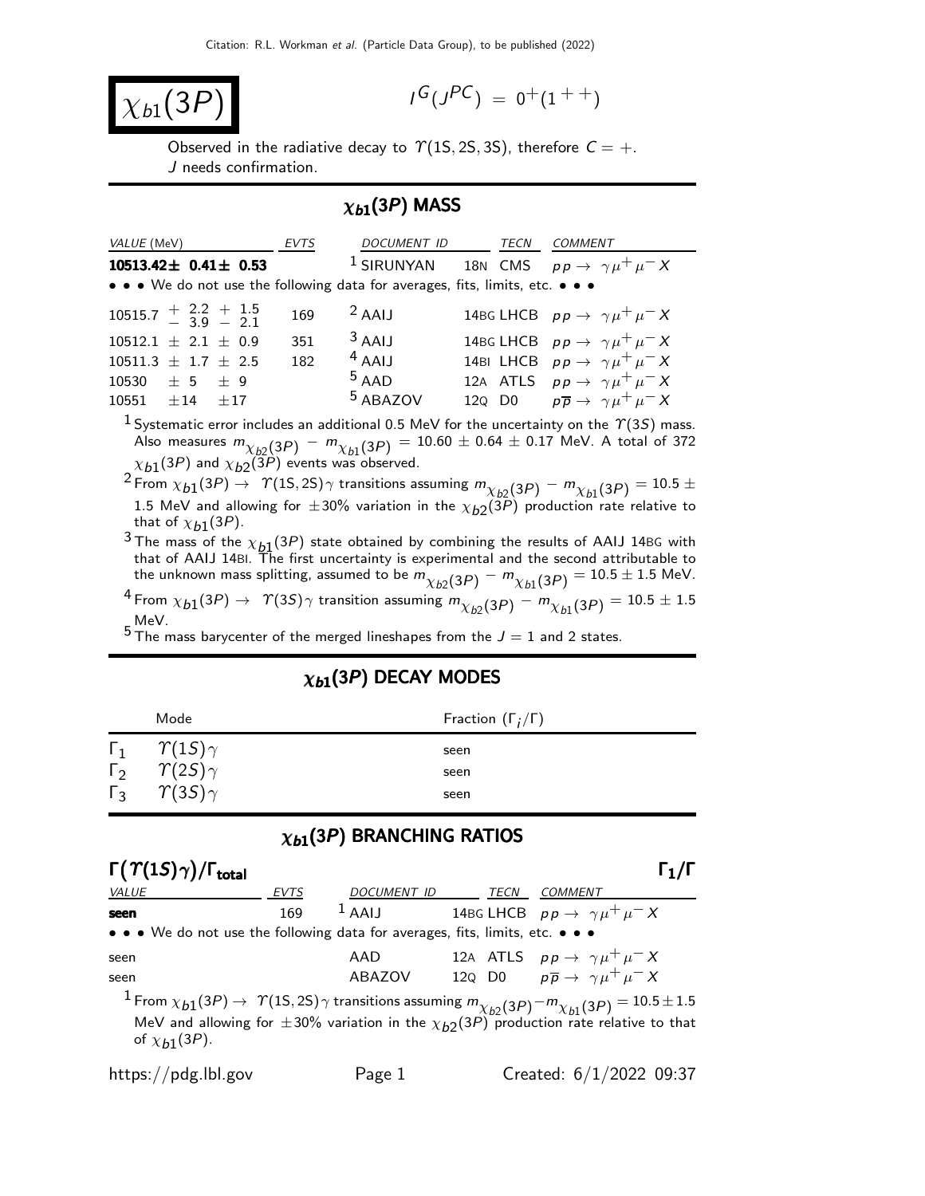# $\chi_{b1}(3P)$

$I^G(J^{PC}) = 0^+(1^{++})$

Observed in the radiative decay to $\Upsilon(1S, 2S, 3S)$, therefore $C = +$. $J$ needs confirmation.

## $\chi_{b1}(3P)$ MASS

| VALUE (MeV) | EVTS | DOCUMENT ID | | TECN | COMMENT |
|---|---|---|---|---|---|
| **10513.42± 0.41± 0.53** | | [1] SIRUNYAN | 18N | CMS | $pp \to \gamma \mu^+ \mu^- X$ |
| • • • We do not use the following data for averages, fits, limits, etc. • • • | | | | | |
| $10515.7 \; ^{+\;2.2}_{-\;3.9} \; ^{+\;1.5}_{-\;2.1}$ | 169 | [2] AAIJ | 14BG | LHCB | $pp \to \gamma \mu^+ \mu^- X$ |
| $10512.1 \pm 2.1 \pm 0.9$ | 351 | [3] AAIJ | 14BG | LHCB | $pp \to \gamma \mu^+ \mu^- X$ |
| $10511.3 \pm 1.7 \pm 2.5$ | 182 | [4] AAIJ | 14BI | LHCB | $pp \to \gamma \mu^+ \mu^- X$ |
| $10530 \pm 5 \pm 9$ | | [5] AAD | 12A | ATLS | $pp \to \gamma \mu^+ \mu^- X$ |
| $10551 \pm 14 \pm 17$ | | [5] ABAZOV | 12Q | D0 | $p\overline{p} \to \gamma \mu^+ \mu^- X$ |

[1] Systematic error includes an additional 0.5 MeV for the uncertainty on the $\Upsilon(3S)$ mass. Also measures $m_{\chi_{b2}(3P)} - m_{\chi_{b1}(3P)} = 10.60 \pm 0.64 \pm 0.17$ MeV. A total of 372 $\chi_{b1}(3P)$ and $\chi_{b2}(3P)$ events was observed.

[2] From $\chi_{b1}(3P) \to \Upsilon(1S, 2S)\gamma$ transitions assuming $m_{\chi_{b2}(3P)} - m_{\chi_{b1}(3P)} = 10.5 \pm 1.5$ MeV and allowing for $\pm 30\%$ variation in the $\chi_{b2}(3P)$ production rate relative to that of $\chi_{b1}(3P)$.

[3] The mass of the $\chi_{b1}(3P)$ state obtained by combining the results of AAIJ 14BG with that of AAIJ 14BI. The first uncertainty is experimental and the second attributable to the unknown mass splitting, assumed to be $m_{\chi_{b2}(3P)} - m_{\chi_{b1}(3P)} = 10.5 \pm 1.5$ MeV.

[4] From $\chi_{b1}(3P) \to \Upsilon(3S)\gamma$ transition assuming $m_{\chi_{b2}(3P)} - m_{\chi_{b1}(3P)} = 10.5 \pm 1.5$ MeV.

[5] The mass barycenter of the merged lineshapes from the $J = 1$ and 2 states.

## $\chi_{b1}(3P)$ DECAY MODES

| | Mode | Fraction ($\Gamma_i/\Gamma$) |
|---|---|---|
| $\Gamma_1$ | $\Upsilon(1S)\gamma$ | seen |
| $\Gamma_2$ | $\Upsilon(2S)\gamma$ | seen |
| $\Gamma_3$ | $\Upsilon(3S)\gamma$ | seen |

## $\chi_{b1}(3P)$ BRANCHING RATIOS

### $\Gamma(\Upsilon(1S)\gamma)/\Gamma_{\text{total}}$ $\qquad\qquad$ $\Gamma_1/\Gamma$

| VALUE | EVTS | DOCUMENT ID | | TECN | COMMENT |
|---|---|---|---|---|---|
| **seen** | 169 | [1] AAIJ | 14BG | LHCB | $pp \to \gamma \mu^+ \mu^- X$ |
| • • • We do not use the following data for averages, fits, limits, etc. • • • | | | | | |
| seen | | AAD | 12A | ATLS | $pp \to \gamma \mu^+ \mu^- X$ |
| seen | | ABAZOV | 12Q | D0 | $p\overline{p} \to \gamma \mu^+ \mu^- X$ |

[1] From $\chi_{b1}(3P) \to \Upsilon(1S, 2S)\gamma$ transitions assuming $m_{\chi_{b2}(3P)} - m_{\chi_{b1}(3P)} = 10.5 \pm 1.5$ MeV and allowing for $\pm 30\%$ variation in the $\chi_{b2}(3P)$ production rate relative to that of $\chi_{b1}(3P)$.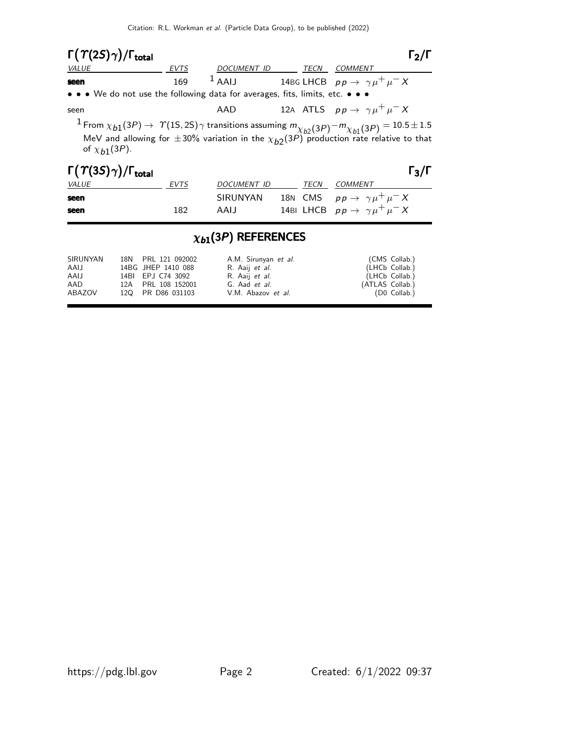## $\Gamma(\Upsilon(2S)\gamma)/\Gamma_{total}$ $\Gamma_2/\Gamma$

| VALUE | EVTS | DOCUMENT ID | TECN | COMMENT |
|---|---|---|---|---|
| **seen** | 169 | [1] AAIJ | 14BG LHCB | $pp \rightarrow \gamma\mu^+\mu^- X$ |
| • • • We do not use the following data for averages, fits, limits, etc. • • • | | | | |
| seen | | AAD | 12A ATLS | $pp \rightarrow \gamma\mu^+\mu^- X$ |

[1] From $\chi_{b1}(3P) \rightarrow \Upsilon(1S,2S)\gamma$ transitions assuming $m_{\chi_{b2}(3P)} - m_{\chi_{b1}(3P)} = 10.5 \pm 1.5$ MeV and allowing for $\pm 30\%$ variation in the $\chi_{b2}(3P)$ production rate relative to that of $\chi_{b1}(3P)$.

## $\Gamma(\Upsilon(3S)\gamma)/\Gamma_{total}$ $\Gamma_3/\Gamma$

| VALUE | EVTS | DOCUMENT ID | TECN | COMMENT |
|---|---|---|---|---|
| **seen** | | SIRUNYAN | 18N CMS | $pp \rightarrow \gamma\mu^+\mu^- X$ |
| **seen** | 182 | AAIJ | 14BI LHCB | $pp \rightarrow \gamma\mu^+\mu^- X$ |

## $\chi_{b1}(3P)$ REFERENCES

| | | | | |
|---|---|---|---|---|
| SIRUNYAN | 18N | PRL 121 092002 | A.M. Sirunyan *et al.* | (CMS Collab.) |
| AAIJ | 14BG | JHEP 1410 088 | R. Aaij *et al.* | (LHCb Collab.) |
| AAIJ | 14BI | EPJ C74 3092 | R. Aaij *et al.* | (LHCb Collab.) |
| AAD | 12A | PRL 108 152001 | G. Aad *et al.* | (ATLAS Collab.) |
| ABAZOV | 12Q | PR D86 031103 | V.M. Abazov *et al.* | (D0 Collab.) |